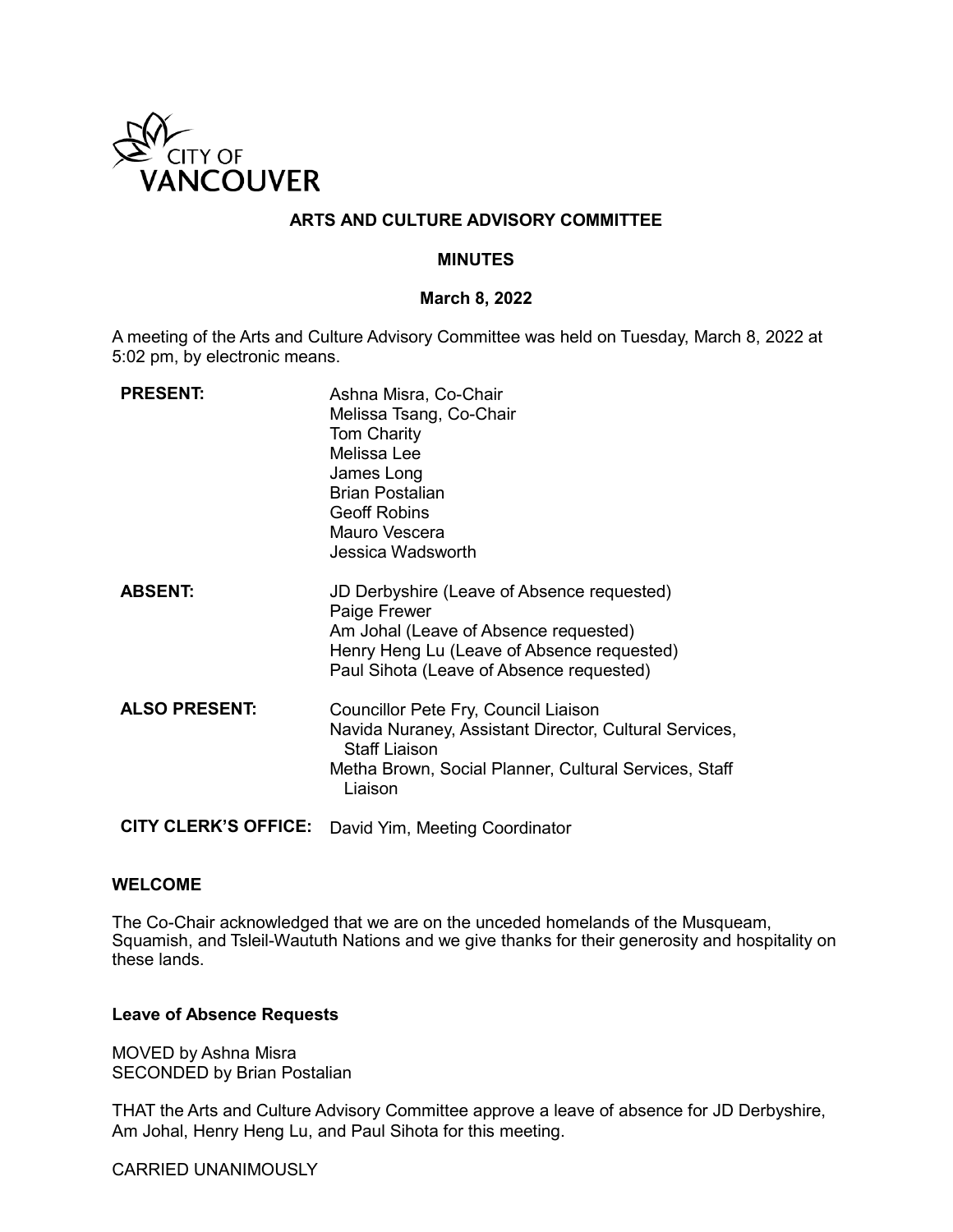# ARTS AND CULTURE ADVISORY COMMITTEE

## MINUTES

### March 8, 2022

A meeting of the Arts and Culture Advisory Committee was held on Tuesday, March 8, 2022 at 5:02 pm, by electronic means.

| | |
|---|---|
| **PRESENT:** | Ashna Misra, Co-Chair<br>Melissa Tsang, Co-Chair<br>Tom Charity<br>Melissa Lee<br>James Long<br>Brian Postalian<br>Geoff Robins<br>Mauro Vescera<br>Jessica Wadsworth |
| **ABSENT:** | JD Derbyshire (Leave of Absence requested)<br>Paige Frewer<br>Am Johal (Leave of Absence requested)<br>Henry Heng Lu (Leave of Absence requested)<br>Paul Sihota (Leave of Absence requested) |
| **ALSO PRESENT:** | Councillor Pete Fry, Council Liaison<br>Navida Nuraney, Assistant Director, Cultural Services, Staff Liaison<br>Metha Brown, Social Planner, Cultural Services, Staff Liaison |
| **CITY CLERK'S OFFICE:** | David Yim, Meeting Coordinator |

### WELCOME

The Co-Chair acknowledged that we are on the unceded homelands of the Musqueam, Squamish, and Tsleil-Waututh Nations and we give thanks for their generosity and hospitality on these lands.

### Leave of Absence Requests

MOVED by Ashna Misra
SECONDED by Brian Postalian

THAT the Arts and Culture Advisory Committee approve a leave of absence for JD Derbyshire, Am Johal, Henry Heng Lu, and Paul Sihota for this meeting.

CARRIED UNANIMOUSLY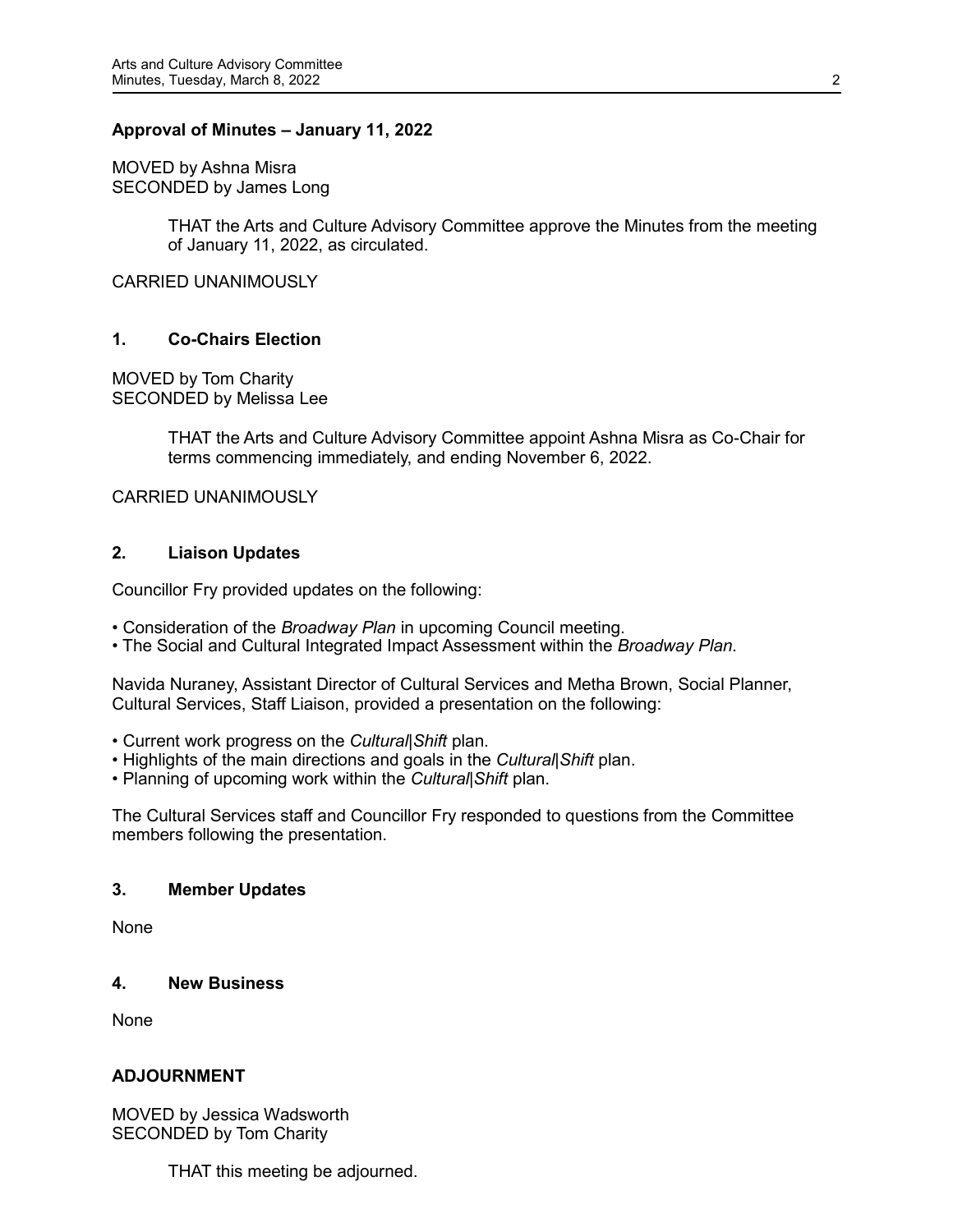**Approval of Minutes – January 11, 2022**

MOVED by Ashna Misra
SECONDED by James Long

> THAT the Arts and Culture Advisory Committee approve the Minutes from the meeting of January 11, 2022, as circulated.

CARRIED UNANIMOUSLY

## 1. Co-Chairs Election

MOVED by Tom Charity
SECONDED by Melissa Lee

> THAT the Arts and Culture Advisory Committee appoint Ashna Misra as Co-Chair for terms commencing immediately, and ending November 6, 2022.

CARRIED UNANIMOUSLY

## 2. Liaison Updates

Councillor Fry provided updates on the following:

- Consideration of the *Broadway Plan* in upcoming Council meeting.
- The Social and Cultural Integrated Impact Assessment within the *Broadway Plan.*

Navida Nuraney, Assistant Director of Cultural Services and Metha Brown, Social Planner, Cultural Services, Staff Liaison, provided a presentation on the following:

- Current work progress on the *Cultural|Shift* plan.
- Highlights of the main directions and goals in the *Cultural|Shift* plan.
- Planning of upcoming work within the *Cultural|Shift* plan.

The Cultural Services staff and Councillor Fry responded to questions from the Committee members following the presentation.

## 3. Member Updates

None

## 4. New Business

None

## ADJOURNMENT

MOVED by Jessica Wadsworth
SECONDED by Tom Charity

> THAT this meeting be adjourned.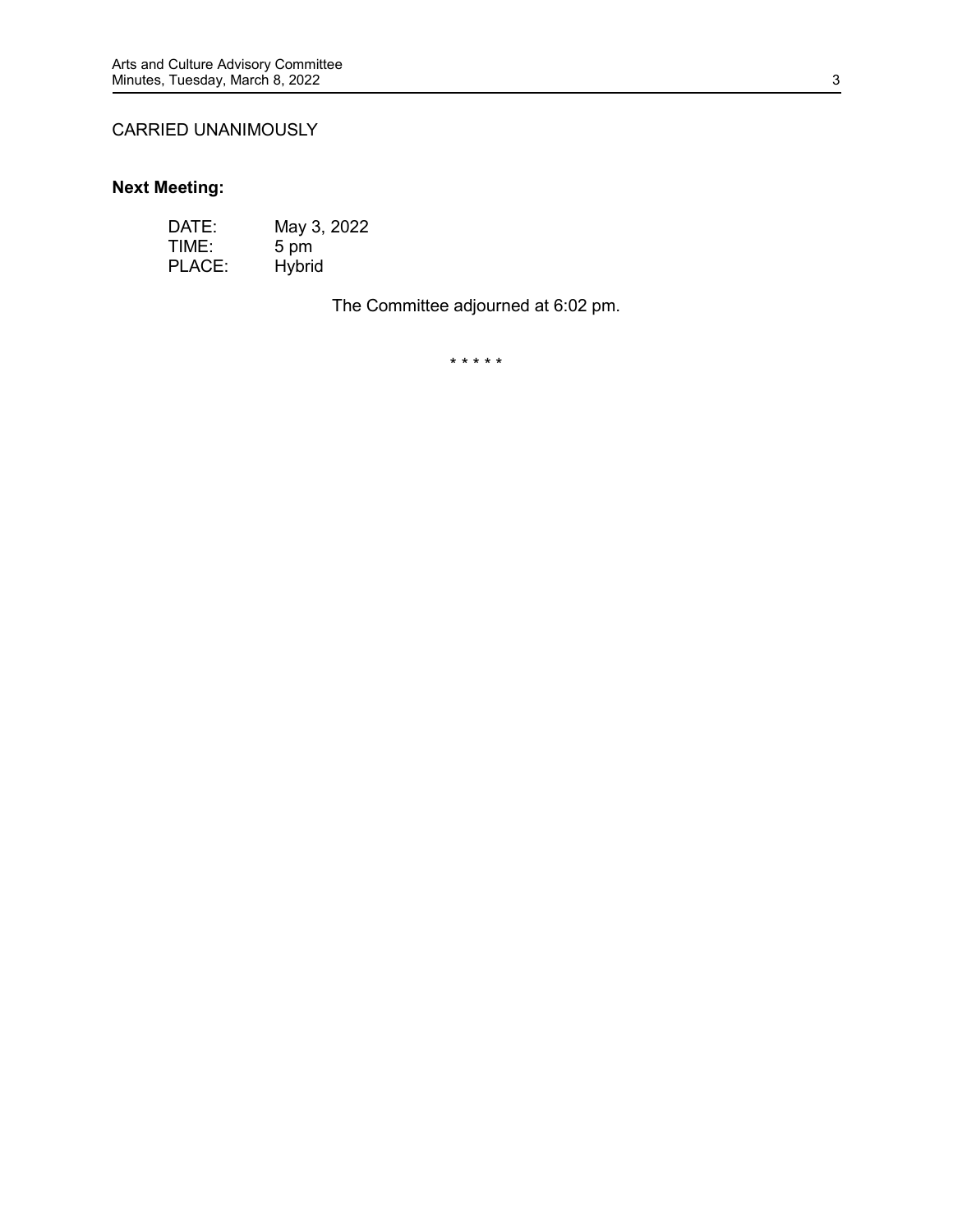CARRIED UNANIMOUSLY

**Next Meeting:**

| | |
|---|---|
| DATE: | May 3, 2022 |
| TIME: | 5 pm |
| PLACE: | Hybrid |

The Committee adjourned at 6:02 pm.

\* \* \* \* \*